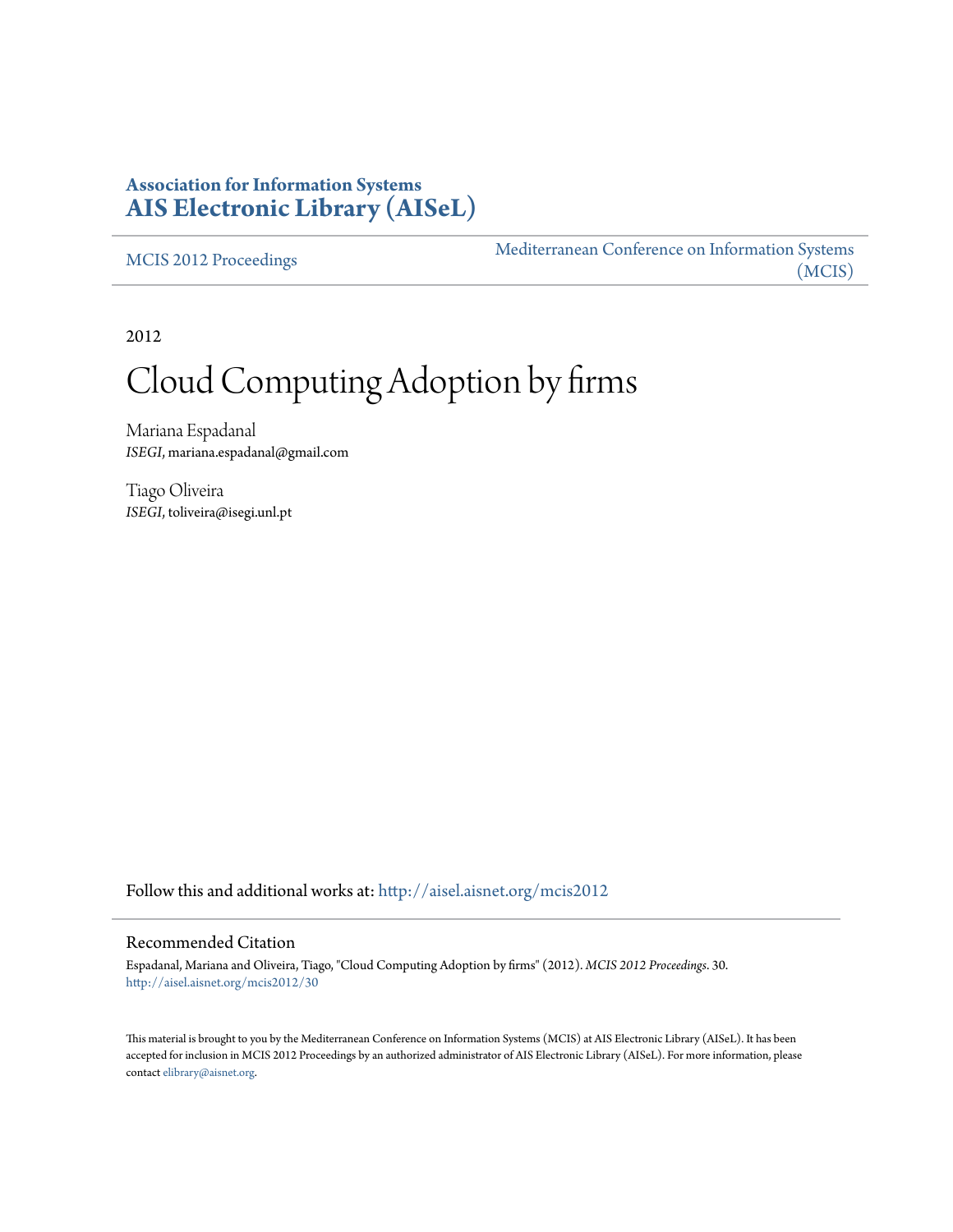**Association for Information Systems**
**AIS Electronic Library (AISeL)**

MCIS 2012 Proceedings

Mediterranean Conference on Information Systems (MCIS)

2012

# Cloud Computing Adoption by firms

Mariana Espadanal
*ISEGI*, mariana.espadanal@gmail.com

Tiago Oliveira
*ISEGI*, toliveira@isegi.unl.pt

Follow this and additional works at: http://aisel.aisnet.org/mcis2012

## Recommended Citation

Espadanal, Mariana and Oliveira, Tiago, "Cloud Computing Adoption by firms" (2012). *MCIS 2012 Proceedings*. 30.
http://aisel.aisnet.org/mcis2012/30

This material is brought to you by the Mediterranean Conference on Information Systems (MCIS) at AIS Electronic Library (AISeL). It has been accepted for inclusion in MCIS 2012 Proceedings by an authorized administrator of AIS Electronic Library (AISeL). For more information, please contact elibrary@aisnet.org.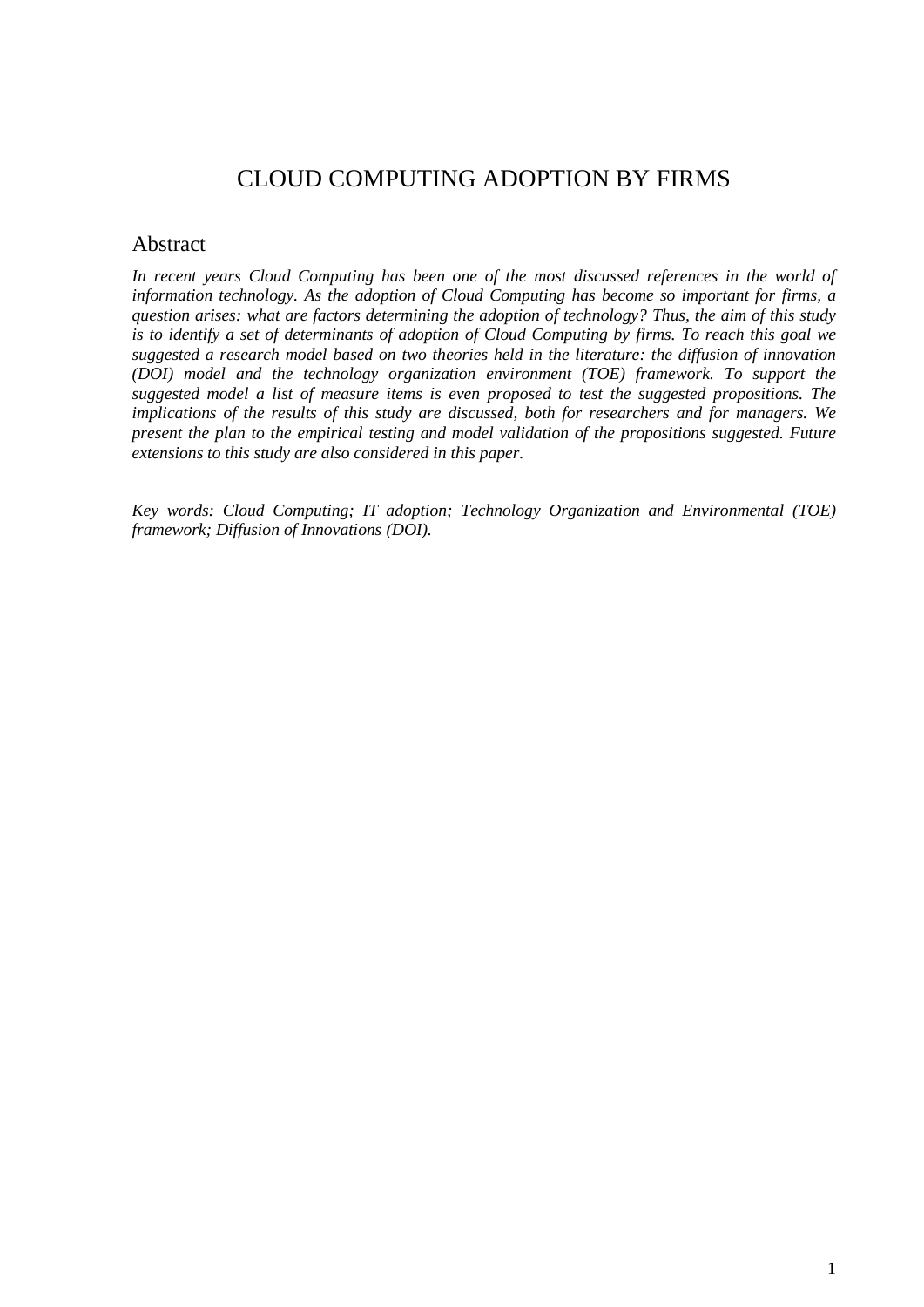# CLOUD COMPUTING ADOPTION BY FIRMS

## Abstract

*In recent years Cloud Computing has been one of the most discussed references in the world of information technology. As the adoption of Cloud Computing has become so important for firms, a question arises: what are factors determining the adoption of technology? Thus, the aim of this study is to identify a set of determinants of adoption of Cloud Computing by firms. To reach this goal we suggested a research model based on two theories held in the literature: the diffusion of innovation (DOI) model and the technology organization environment (TOE) framework. To support the suggested model a list of measure items is even proposed to test the suggested propositions. The implications of the results of this study are discussed, both for researchers and for managers. We present the plan to the empirical testing and model validation of the propositions suggested. Future extensions to this study are also considered in this paper.*

*Key words: Cloud Computing; IT adoption; Technology Organization and Environmental (TOE) framework; Diffusion of Innovations (DOI).*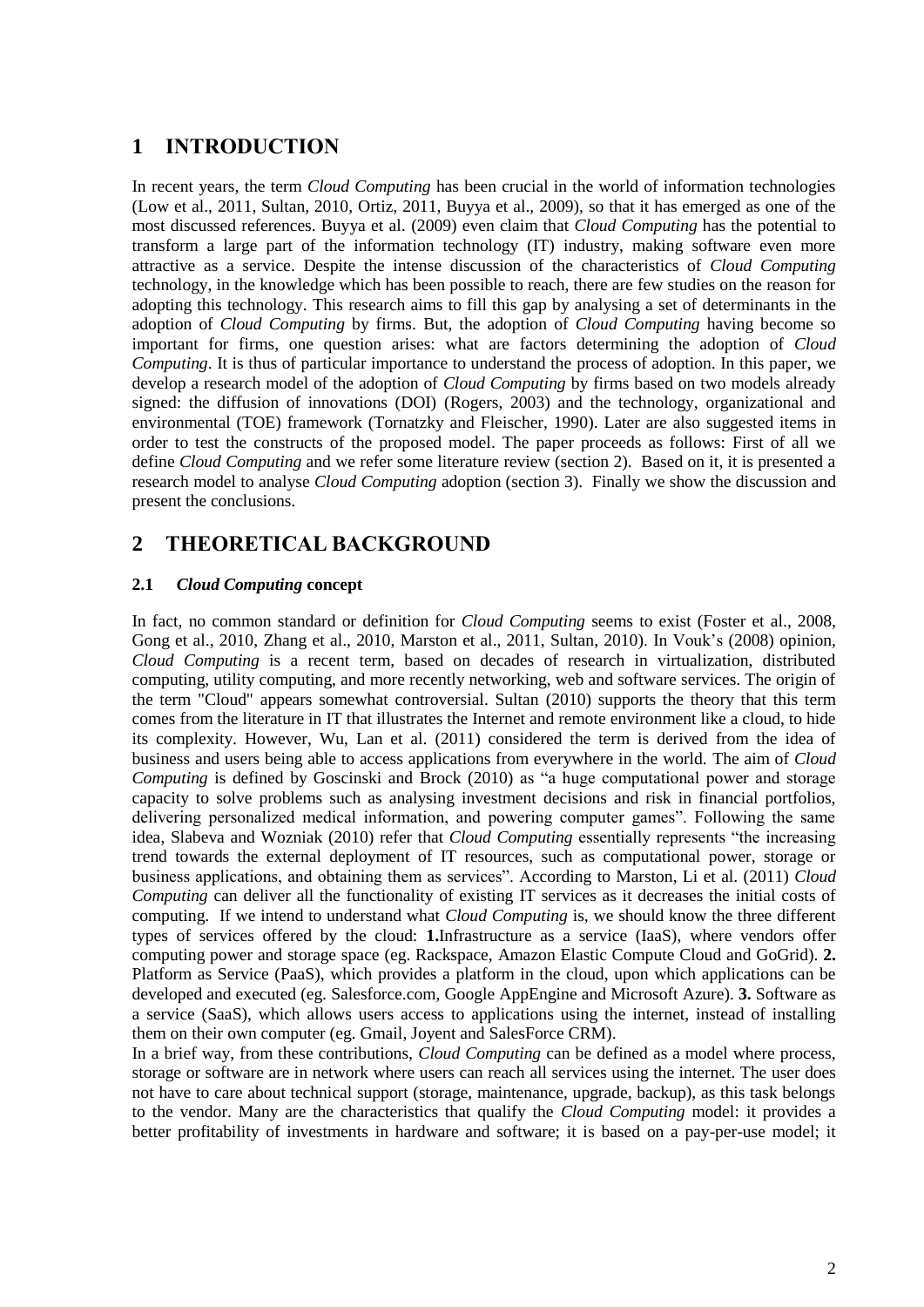# 1 INTRODUCTION

In recent years, the term *Cloud Computing* has been crucial in the world of information technologies (Low et al., 2011, Sultan, 2010, Ortiz, 2011, Buyya et al., 2009), so that it has emerged as one of the most discussed references. Buyya et al. (2009) even claim that *Cloud Computing* has the potential to transform a large part of the information technology (IT) industry, making software even more attractive as a service. Despite the intense discussion of the characteristics of *Cloud Computing* technology, in the knowledge which has been possible to reach, there are few studies on the reason for adopting this technology. This research aims to fill this gap by analysing a set of determinants in the adoption of *Cloud Computing* by firms. But, the adoption of *Cloud Computing* having become so important for firms, one question arises: what are factors determining the adoption of *Cloud Computing*. It is thus of particular importance to understand the process of adoption. In this paper, we develop a research model of the adoption of *Cloud Computing* by firms based on two models already signed: the diffusion of innovations (DOI) (Rogers, 2003) and the technology, organizational and environmental (TOE) framework (Tornatzky and Fleischer, 1990). Later are also suggested items in order to test the constructs of the proposed model. The paper proceeds as follows: First of all we define *Cloud Computing* and we refer some literature review (section 2). Based on it, it is presented a research model to analyse *Cloud Computing* adoption (section 3). Finally we show the discussion and present the conclusions.

# 2 THEORETICAL BACKGROUND

## 2.1 *Cloud Computing* concept

In fact, no common standard or definition for *Cloud Computing* seems to exist (Foster et al., 2008, Gong et al., 2010, Zhang et al., 2010, Marston et al., 2011, Sultan, 2010). In Vouk's (2008) opinion, *Cloud Computing* is a recent term, based on decades of research in virtualization, distributed computing, utility computing, and more recently networking, web and software services. The origin of the term "Cloud" appears somewhat controversial. Sultan (2010) supports the theory that this term comes from the literature in IT that illustrates the Internet and remote environment like a cloud, to hide its complexity. However, Wu, Lan et al. (2011) considered the term is derived from the idea of business and users being able to access applications from everywhere in the world. The aim of *Cloud Computing* is defined by Goscinski and Brock (2010) as "a huge computational power and storage capacity to solve problems such as analysing investment decisions and risk in financial portfolios, delivering personalized medical information, and powering computer games". Following the same idea, Slabeva and Wozniak (2010) refer that *Cloud Computing* essentially represents "the increasing trend towards the external deployment of IT resources, such as computational power, storage or business applications, and obtaining them as services". According to Marston, Li et al. (2011) *Cloud Computing* can deliver all the functionality of existing IT services as it decreases the initial costs of computing. If we intend to understand what *Cloud Computing* is, we should know the three different types of services offered by the cloud: **1.** Infrastructure as a service (IaaS), where vendors offer computing power and storage space (eg. Rackspace, Amazon Elastic Compute Cloud and GoGrid). **2.** Platform as Service (PaaS), which provides a platform in the cloud, upon which applications can be developed and executed (eg. Salesforce.com, Google AppEngine and Microsoft Azure). **3.** Software as a service (SaaS), which allows users access to applications using the internet, instead of installing them on their own computer (eg. Gmail, Joyent and SalesForce CRM).

In a brief way, from these contributions, *Cloud Computing* can be defined as a model where process, storage or software are in network where users can reach all services using the internet. The user does not have to care about technical support (storage, maintenance, upgrade, backup), as this task belongs to the vendor. Many are the characteristics that qualify the *Cloud Computing* model: it provides a better profitability of investments in hardware and software; it is based on a pay-per-use model; it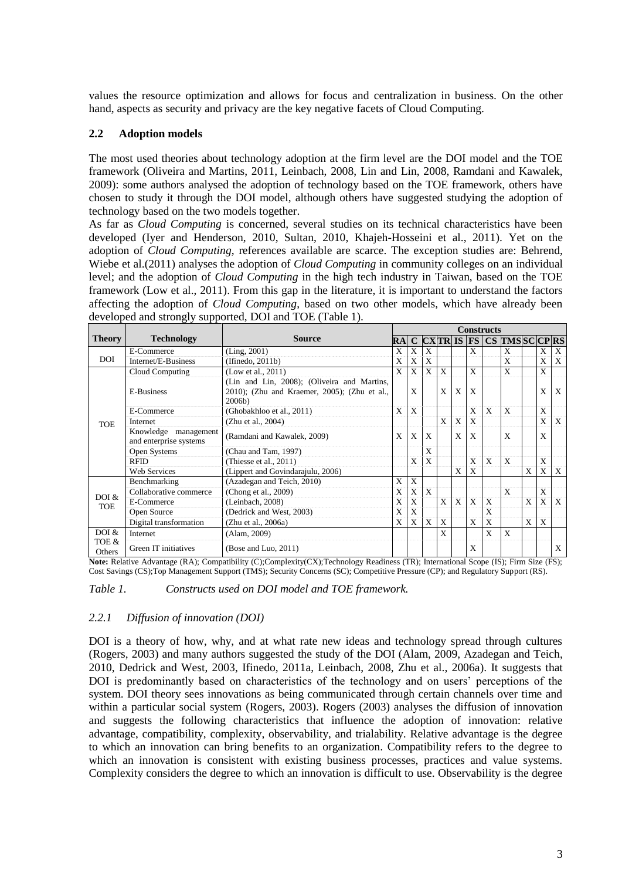values the resource optimization and allows for focus and centralization in business. On the other hand, aspects as security and privacy are the key negative facets of Cloud Computing.

### 2.2 Adoption models

The most used theories about technology adoption at the firm level are the DOI model and the TOE framework (Oliveira and Martins, 2011, Leinbach, 2008, Lin and Lin, 2008, Ramdani and Kawalek, 2009): some authors analysed the adoption of technology based on the TOE framework, others have chosen to study it through the DOI model, although others have suggested studying the adoption of technology based on the two models together.

As far as *Cloud Computing* is concerned, several studies on its technical characteristics have been developed (Iyer and Henderson, 2010, Sultan, 2010, Khajeh-Hosseini et al., 2011). Yet on the adoption of *Cloud Computing*, references available are scarce. The exception studies are: Behrend, Wiebe et al.(2011) analyses the adoption of *Cloud Computing* in community colleges on an individual level; and the adoption of *Cloud Computing* in the high tech industry in Taiwan, based on the TOE framework (Low et al., 2011). From this gap in the literature, it is important to understand the factors affecting the adoption of *Cloud Computing*, based on two other models, which have already been developed and strongly supported, DOI and TOE (Table 1).

| Theory | Technology | Source | Constructs | | | | | | | | | | |
|---|---|---|---|---|---|---|---|---|---|---|---|---|---|
| | | | **RA** | **C** | **CX** | **TR** | **IS** | **FS** | **CS** | **TMS** | **SC** | **CP** | **RS** |
| DOI | E-Commerce | (Ling, 2001) | X | X | X | | | X | | X | | X | X |
| | Internet/E-Business | (Ifinedo, 2011b) | X | X | X | | | | | X | | X | X |
| TOE | Cloud Computing | (Low et al., 2011) | X | X | X | X | | X | | X | | X | |
| | E-Business | (Lin and Lin, 2008); (Oliveira and Martins, 2010); (Zhu and Kraemer, 2005); (Zhu et al., 2006b) | | X | | X | X | X | | | | X | X |
| | E-Commerce | (Ghobakhloo et al., 2011) | X | X | | | | X | X | X | | X | |
| | Internet | (Zhu et al., 2004) | | | | X | X | X | | | | X | X |
| | Knowledge management and enterprise systems | (Ramdani and Kawalek, 2009) | X | X | X | | X | X | | X | | X | |
| | Open Systems | (Chau and Tam, 1997) | | | X | | | | | | | | |
| | RFID | (Thiesse et al., 2011) | | X | X | | | X | X | X | | X | |
| | Web Services | (Lippert and Govindarajulu, 2006) | | | | | X | X | | | X | X | X |
| DOI & TOE | Benchmarking | (Azadegan and Teich, 2010) | X | X | | | | | | | | | |
| | Collaborative commerce | (Chong et al., 2009) | X | X | X | | | | | X | | X | |
| | E-Commerce | (Leinbach, 2008) | X | X | | X | X | X | X | | X | X | X |
| | Open Source | (Dedrick and West, 2003) | X | X | | | | | X | | | | |
| | Digital transformation | (Zhu et al., 2006a) | X | X | X | X | | X | X | | X | X | |
| DOI & TOE & Others | Internet | (Alam, 2009) | | | | X | | | X | X | | | |
| | Green IT initiatives | (Bose and Luo, 2011) | | | | | | X | | | | | X |

**Note:** Relative Advantage (RA); Compatibility (C);Complexity(CX);Technology Readiness (TR); International Scope (IS); Firm Size (FS); Cost Savings (CS);Top Management Support (TMS); Security Concerns (SC); Competitive Pressure (CP); and Regulatory Support (RS).

*Table 1. Constructs used on DOI model and TOE framework.*

#### 2.2.1 Diffusion of innovation (DOI)

DOI is a theory of how, why, and at what rate new ideas and technology spread through cultures (Rogers, 2003) and many authors suggested the study of the DOI (Alam, 2009, Azadegan and Teich, 2010, Dedrick and West, 2003, Ifinedo, 2011a, Leinbach, 2008, Zhu et al., 2006a). It suggests that DOI is predominantly based on characteristics of the technology and on users' perceptions of the system. DOI theory sees innovations as being communicated through certain channels over time and within a particular social system (Rogers, 2003). Rogers (2003) analyses the diffusion of innovation and suggests the following characteristics that influence the adoption of innovation: relative advantage, compatibility, complexity, observability, and trialability. Relative advantage is the degree to which an innovation can bring benefits to an organization. Compatibility refers to the degree to which an innovation is consistent with existing business processes, practices and value systems. Complexity considers the degree to which an innovation is difficult to use. Observability is the degree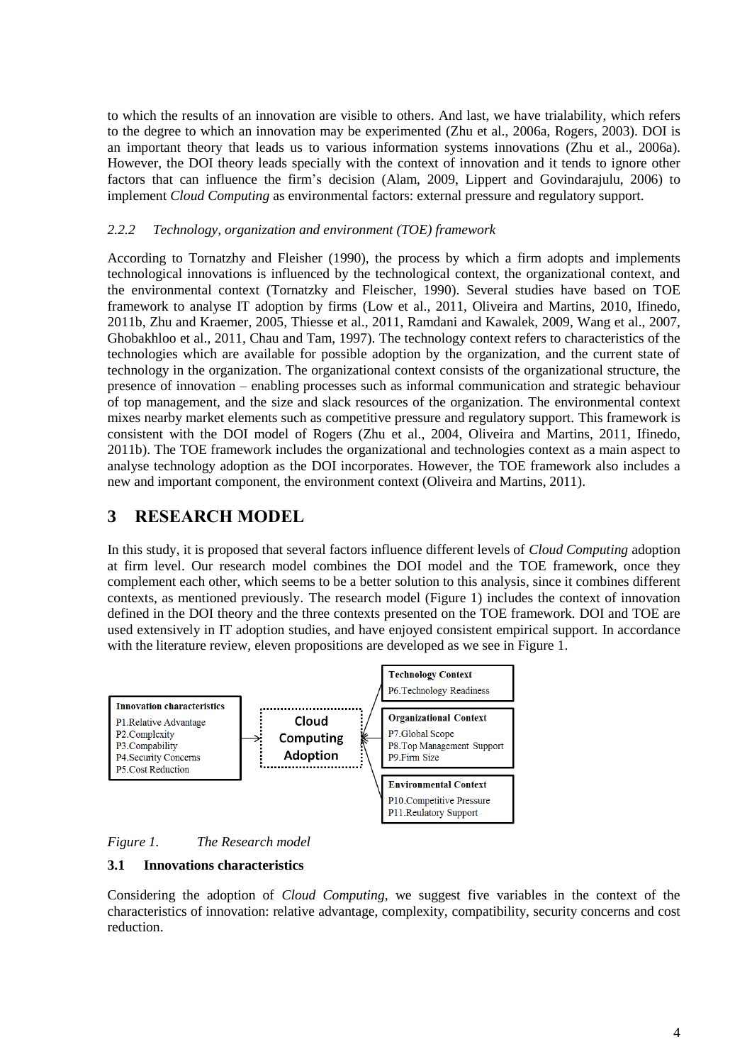to which the results of an innovation are visible to others. And last, we have trialability, which refers to the degree to which an innovation may be experimented (Zhu et al., 2006a, Rogers, 2003). DOI is an important theory that leads us to various information systems innovations (Zhu et al., 2006a). However, the DOI theory leads specially with the context of innovation and it tends to ignore other factors that can influence the firm's decision (Alam, 2009, Lippert and Govindarajulu, 2006) to implement *Cloud Computing* as environmental factors: external pressure and regulatory support.

### *2.2.2 Technology, organization and environment (TOE) framework*

According to Tornatzhy and Fleisher (1990), the process by which a firm adopts and implements technological innovations is influenced by the technological context, the organizational context, and the environmental context (Tornatzky and Fleischer, 1990). Several studies have based on TOE framework to analyse IT adoption by firms (Low et al., 2011, Oliveira and Martins, 2010, Ifinedo, 2011b, Zhu and Kraemer, 2005, Thiesse et al., 2011, Ramdani and Kawalek, 2009, Wang et al., 2007, Ghobakhloo et al., 2011, Chau and Tam, 1997). The technology context refers to characteristics of the technologies which are available for possible adoption by the organization, and the current state of technology in the organization. The organizational context consists of the organizational structure, the presence of innovation – enabling processes such as informal communication and strategic behaviour of top management, and the size and slack resources of the organization. The environmental context mixes nearby market elements such as competitive pressure and regulatory support. This framework is consistent with the DOI model of Rogers (Zhu et al., 2004, Oliveira and Martins, 2011, Ifinedo, 2011b). The TOE framework includes the organizational and technologies context as a main aspect to analyse technology adoption as the DOI incorporates. However, the TOE framework also includes a new and important component, the environment context (Oliveira and Martins, 2011).

# 3 RESEARCH MODEL

In this study, it is proposed that several factors influence different levels of *Cloud Computing* adoption at firm level. Our research model combines the DOI model and the TOE framework, once they complement each other, which seems to be a better solution to this analysis, since it combines different contexts, as mentioned previously. The research model (Figure 1) includes the context of innovation defined in the DOI theory and the three contexts presented on the TOE framework. DOI and TOE are used extensively in IT adoption studies, and have enjoyed consistent empirical support. In accordance with the literature review, eleven propositions are developed as we see in Figure 1.

**Innovation characteristics**
P1.Relative Advantage
P2.Complexity
P3.Compability
P4.Security Concerns
P5.Cost Reduction

**Cloud Computing Adoption**

**Technology Context**
P6.Technology Readiness

**Organizational Context**
P7.Global Scope
P8.Top Management Support
P9.Firm Size

**Environmental Context**
P10.Competitive Pressure
P11.Reulatory Support

*Figure 1. The Research model*

## 3.1 Innovations characteristics

Considering the adoption of *Cloud Computing*, we suggest five variables in the context of the characteristics of innovation: relative advantage, complexity, compatibility, security concerns and cost reduction.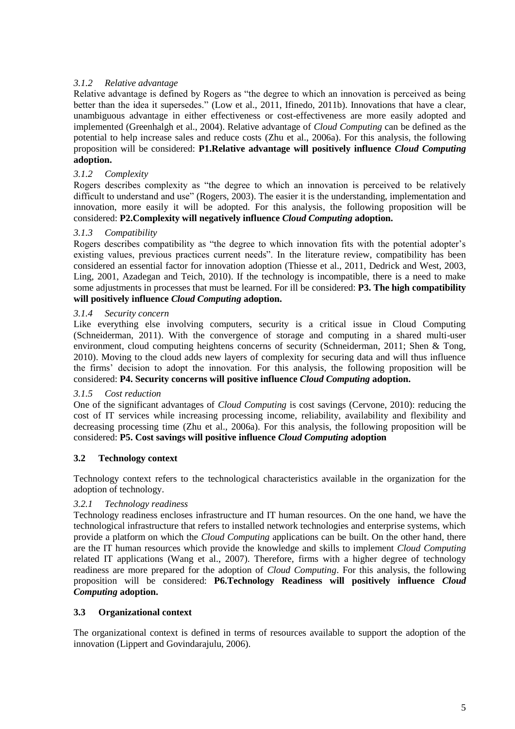#### *3.1.2 Relative advantage*

Relative advantage is defined by Rogers as "the degree to which an innovation is perceived as being better than the idea it supersedes." (Low et al., 2011, Ifinedo, 2011b). Innovations that have a clear, unambiguous advantage in either effectiveness or cost-effectiveness are more easily adopted and implemented (Greenhalgh et al., 2004). Relative advantage of *Cloud Computing* can be defined as the potential to help increase sales and reduce costs (Zhu et al., 2006a). For this analysis, the following proposition will be considered: **P1.Relative advantage will positively influence *Cloud Computing* adoption.**

#### *3.1.2 Complexity*

Rogers describes complexity as "the degree to which an innovation is perceived to be relatively difficult to understand and use" (Rogers, 2003). The easier it is the understanding, implementation and innovation, more easily it will be adopted. For this analysis, the following proposition will be considered: **P2.Complexity will negatively influence *Cloud Computing* adoption.**

#### *3.1.3 Compatibility*

Rogers describes compatibility as "the degree to which innovation fits with the potential adopter's existing values, previous practices current needs". In the literature review, compatibility has been considered an essential factor for innovation adoption (Thiesse et al., 2011, Dedrick and West, 2003, Ling, 2001, Azadegan and Teich, 2010). If the technology is incompatible, there is a need to make some adjustments in processes that must be learned. For ill be considered: **P3. The high compatibility will positively influence *Cloud Computing* adoption.**

#### *3.1.4 Security concern*

Like everything else involving computers, security is a critical issue in Cloud Computing (Schneiderman, 2011). With the convergence of storage and computing in a shared multi-user environment, cloud computing heightens concerns of security (Schneiderman, 2011; Shen & Tong, 2010). Moving to the cloud adds new layers of complexity for securing data and will thus influence the firms' decision to adopt the innovation. For this analysis, the following proposition will be considered: **P4. Security concerns will positive influence *Cloud Computing* adoption.**

#### *3.1.5 Cost reduction*

One of the significant advantages of *Cloud Computing* is cost savings (Cervone, 2010): reducing the cost of IT services while increasing processing income, reliability, availability and flexibility and decreasing processing time (Zhu et al., 2006a). For this analysis, the following proposition will be considered: **P5. Cost savings will positive influence *Cloud Computing* adoption**

### 3.2 Technology context

Technology context refers to the technological characteristics available in the organization for the adoption of technology.

#### *3.2.1 Technology readiness*

Technology readiness encloses infrastructure and IT human resources. On the one hand, we have the technological infrastructure that refers to installed network technologies and enterprise systems, which provide a platform on which the *Cloud Computing* applications can be built. On the other hand, there are the IT human resources which provide the knowledge and skills to implement *Cloud Computing* related IT applications (Wang et al., 2007). Therefore, firms with a higher degree of technology readiness are more prepared for the adoption of *Cloud Computing*. For this analysis, the following proposition will be considered: **P6.Technology Readiness will positively influence *Cloud Computing* adoption.**

### 3.3 Organizational context

The organizational context is defined in terms of resources available to support the adoption of the innovation (Lippert and Govindarajulu, 2006).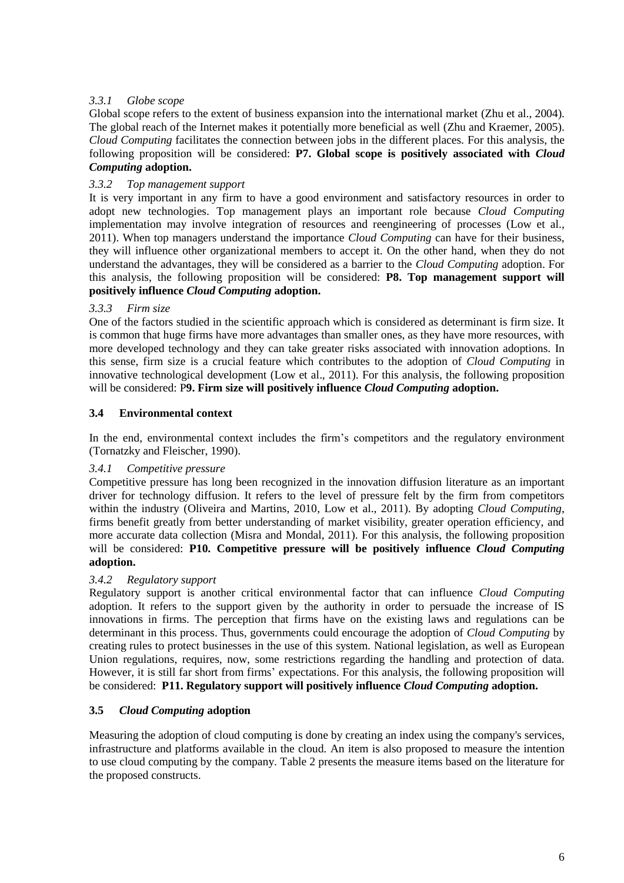#### *3.3.1 Globe scope*

Global scope refers to the extent of business expansion into the international market (Zhu et al., 2004). The global reach of the Internet makes it potentially more beneficial as well (Zhu and Kraemer, 2005). *Cloud Computing* facilitates the connection between jobs in the different places. For this analysis, the following proposition will be considered: **P7. Global scope is positively associated with *Cloud Computing* adoption.**

#### *3.3.2 Top management support*

It is very important in any firm to have a good environment and satisfactory resources in order to adopt new technologies. Top management plays an important role because *Cloud Computing* implementation may involve integration of resources and reengineering of processes (Low et al., 2011). When top managers understand the importance *Cloud Computing* can have for their business, they will influence other organizational members to accept it. On the other hand, when they do not understand the advantages, they will be considered as a barrier to the *Cloud Computing* adoption. For this analysis, the following proposition will be considered: **P8. Top management support will positively influence *Cloud Computing* adoption.**

#### *3.3.3 Firm size*

One of the factors studied in the scientific approach which is considered as determinant is firm size. It is common that huge firms have more advantages than smaller ones, as they have more resources, with more developed technology and they can take greater risks associated with innovation adoptions. In this sense, firm size is a crucial feature which contributes to the adoption of *Cloud Computing* in innovative technological development (Low et al., 2011). For this analysis, the following proposition will be considered: P**9. Firm size will positively influence *Cloud Computing* adoption.**

### 3.4 Environmental context

In the end, environmental context includes the firm's competitors and the regulatory environment (Tornatzky and Fleischer, 1990).

#### *3.4.1 Competitive pressure*

Competitive pressure has long been recognized in the innovation diffusion literature as an important driver for technology diffusion. It refers to the level of pressure felt by the firm from competitors within the industry (Oliveira and Martins, 2010, Low et al., 2011). By adopting *Cloud Computing*, firms benefit greatly from better understanding of market visibility, greater operation efficiency, and more accurate data collection (Misra and Mondal, 2011). For this analysis, the following proposition will be considered: **P10. Competitive pressure will be positively influence *Cloud Computing* adoption.**

#### *3.4.2 Regulatory support*

Regulatory support is another critical environmental factor that can influence *Cloud Computing* adoption. It refers to the support given by the authority in order to persuade the increase of IS innovations in firms. The perception that firms have on the existing laws and regulations can be determinant in this process. Thus, governments could encourage the adoption of *Cloud Computing* by creating rules to protect businesses in the use of this system. National legislation, as well as European Union regulations, requires, now, some restrictions regarding the handling and protection of data. However, it is still far short from firms' expectations. For this analysis, the following proposition will be considered: **P11. Regulatory support will positively influence *Cloud Computing* adoption.**

### 3.5 *Cloud Computing* adoption

Measuring the adoption of cloud computing is done by creating an index using the company's services, infrastructure and platforms available in the cloud. An item is also proposed to measure the intention to use cloud computing by the company. Table 2 presents the measure items based on the literature for the proposed constructs.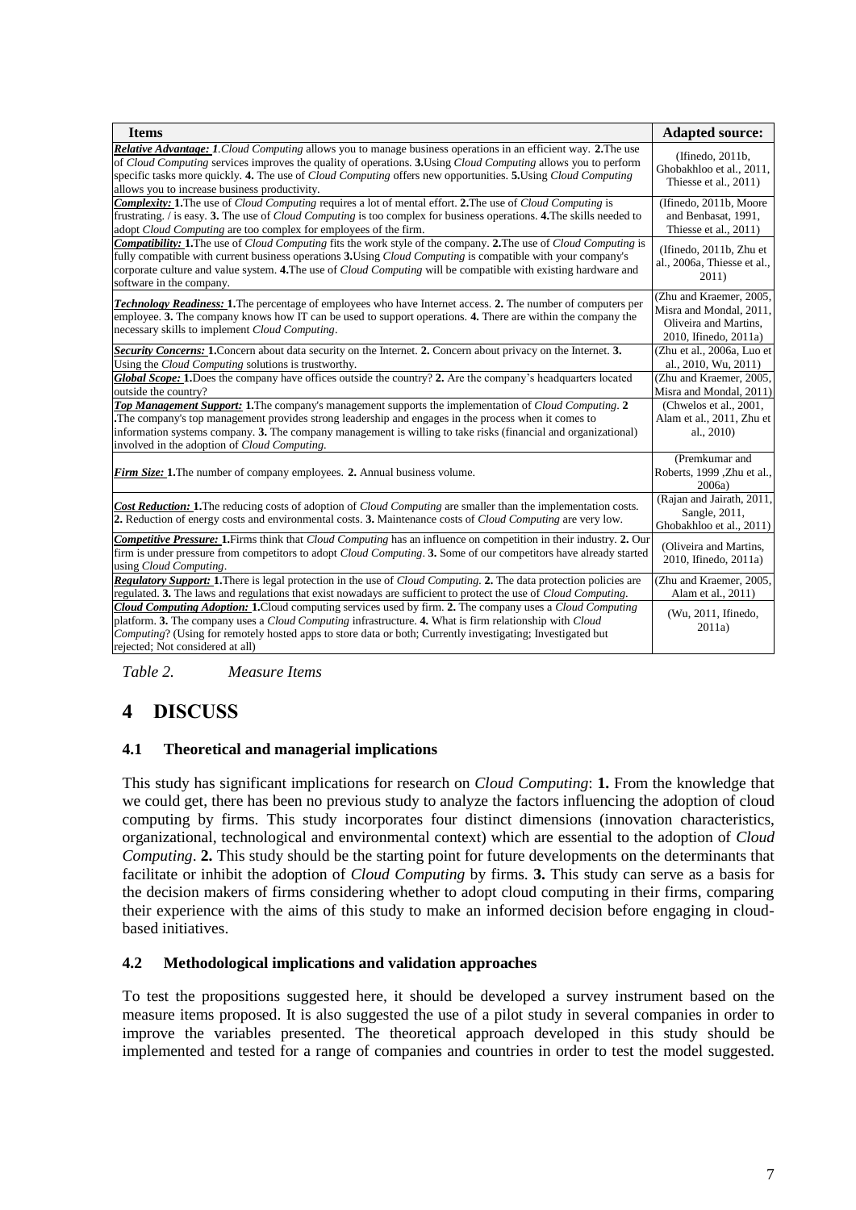| **Items** | **Adapted source:** |
|---|---|
| ***Relative Advantage:*** ***1***.*Cloud Computing* allows you to manage business operations in an efficient way. **2.**The use of *Cloud Computing* services improves the quality of operations. **3.**Using *Cloud Computing* allows you to perform specific tasks more quickly. **4.** The use of *Cloud Computing* offers new opportunities. **5.**Using *Cloud Computing* allows you to increase business productivity. | (Ifinedo, 2011b, Ghobakhloo et al., 2011, Thiesse et al., 2011) |
| ***Complexity:*** **1.**The use of *Cloud Computing* requires a lot of mental effort. **2.**The use of *Cloud Computing* is frustrating. / is easy. **3.** The use of *Cloud Computing* is too complex for business operations. **4.**The skills needed to adopt *Cloud Computing* are too complex for employees of the firm. | (Ifinedo, 2011b, Moore and Benbasat, 1991, Thiesse et al., 2011) |
| ***Compatibility:*** **1.**The use of *Cloud Computing* fits the work style of the company. **2.**The use of *Cloud Computing* is fully compatible with current business operations **3.**Using *Cloud Computing* is compatible with your company's corporate culture and value system. **4.**The use of *Cloud Computing* will be compatible with existing hardware and software in the company. | (Ifinedo, 2011b, Zhu et al., 2006a, Thiesse et al., 2011) |
| ***Technology Readiness:*** **1.**The percentage of employees who have Internet access. **2.** The number of computers per employee. **3.** The company knows how IT can be used to support operations. **4.** There are within the company the necessary skills to implement *Cloud Computing*. | (Zhu and Kraemer, 2005, Misra and Mondal, 2011, Oliveira and Martins, 2010, Ifinedo, 2011a) |
| ***Security Concerns:*** **1.**Concern about data security on the Internet. **2.** Concern about privacy on the Internet. **3.** Using the *Cloud Computing* solutions is trustworthy. | (Zhu et al., 2006a, Luo et al., 2010, Wu, 2011) |
| ***Global Scope:*** **1.**Does the company have offices outside the country? **2.** Are the company's headquarters located outside the country? | (Zhu and Kraemer, 2005, Misra and Mondal, 2011) |
| ***Top Management Support:*** **1.**The company's management supports the implementation of *Cloud Computing*. **2** **.**The company's top management provides strong leadership and engages in the process when it comes to information systems company. **3.** The company management is willing to take risks (financial and organizational) involved in the adoption of *Cloud Computing*. | (Chwelos et al., 2001, Alam et al., 2011, Zhu et al., 2010) |
| ***Firm Size:*** **1.**The number of company employees. **2.** Annual business volume. | (Premkumar and Roberts, 1999 ,Zhu et al., 2006a) |
| ***Cost Reduction:*** **1.**The reducing costs of adoption of *Cloud Computing* are smaller than the implementation costs. **2.** Reduction of energy costs and environmental costs. **3.** Maintenance costs of *Cloud Computing* are very low. | (Rajan and Jairath, 2011, Sangle, 2011, Ghobakhloo et al., 2011) |
| ***Competitive Pressure:*** **1.**Firms think that *Cloud Computing* has an influence on competition in their industry. **2.** Our firm is under pressure from competitors to adopt *Cloud Computing*. **3.** Some of our competitors have already started using *Cloud Computing*. | (Oliveira and Martins, 2010, Ifinedo, 2011a) |
| ***Regulatory Support:*** **1.**There is legal protection in the use of *Cloud Computing*. **2.** The data protection policies are regulated. **3.** The laws and regulations that exist nowadays are sufficient to protect the use of *Cloud Computing*. | (Zhu and Kraemer, 2005, Alam et al., 2011) |
| ***Cloud Computing Adoption:*** **1.**Cloud computing services used by firm. **2.** The company uses a *Cloud Computing* platform. **3.** The company uses a *Cloud Computing* infrastructure. **4.** What is firm relationship with *Cloud Computing*? (Using for remotely hosted apps to store data or both; Currently investigating; Investigated but rejected; Not considered at all) | (Wu, 2011, Ifinedo, 2011a) |

*Table 2. Measure Items*

# 4 DISCUSS

## 4.1 Theoretical and managerial implications

This study has significant implications for research on *Cloud Computing*: **1.** From the knowledge that we could get, there has been no previous study to analyze the factors influencing the adoption of cloud computing by firms. This study incorporates four distinct dimensions (innovation characteristics, organizational, technological and environmental context) which are essential to the adoption of *Cloud Computing*. **2.** This study should be the starting point for future developments on the determinants that facilitate or inhibit the adoption of *Cloud Computing* by firms. **3.** This study can serve as a basis for the decision makers of firms considering whether to adopt cloud computing in their firms, comparing their experience with the aims of this study to make an informed decision before engaging in cloud-based initiatives.

## 4.2 Methodological implications and validation approaches

To test the propositions suggested here, it should be developed a survey instrument based on the measure items proposed. It is also suggested the use of a pilot study in several companies in order to improve the variables presented. The theoretical approach developed in this study should be implemented and tested for a range of companies and countries in order to test the model suggested.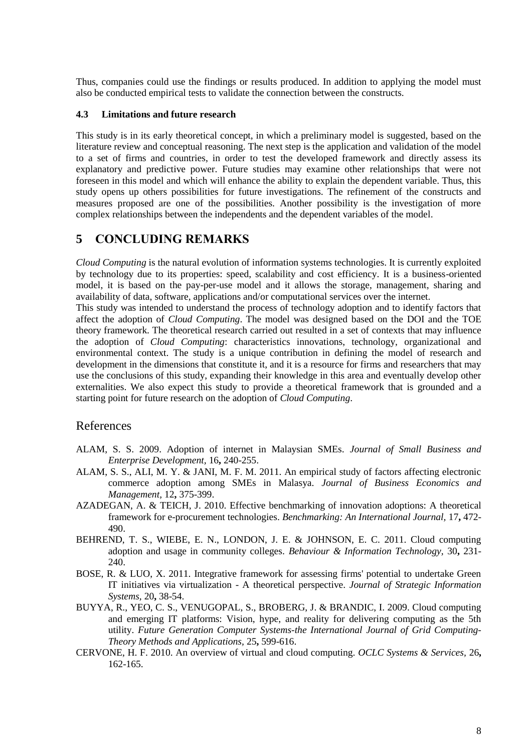Thus, companies could use the findings or results produced. In addition to applying the model must also be conducted empirical tests to validate the connection between the constructs.

### 4.3 Limitations and future research

This study is in its early theoretical concept, in which a preliminary model is suggested, based on the literature review and conceptual reasoning. The next step is the application and validation of the model to a set of firms and countries, in order to test the developed framework and directly assess its explanatory and predictive power. Future studies may examine other relationships that were not foreseen in this model and which will enhance the ability to explain the dependent variable. Thus, this study opens up others possibilities for future investigations. The refinement of the constructs and measures proposed are one of the possibilities. Another possibility is the investigation of more complex relationships between the independents and the dependent variables of the model.

## 5 CONCLUDING REMARKS

*Cloud Computing* is the natural evolution of information systems technologies. It is currently exploited by technology due to its properties: speed, scalability and cost efficiency. It is a business-oriented model, it is based on the pay-per-use model and it allows the storage, management, sharing and availability of data, software, applications and/or computational services over the internet.

This study was intended to understand the process of technology adoption and to identify factors that affect the adoption of *Cloud Computing*. The model was designed based on the DOI and the TOE theory framework. The theoretical research carried out resulted in a set of contexts that may influence the adoption of *Cloud Computing*: characteristics innovations, technology, organizational and environmental context. The study is a unique contribution in defining the model of research and development in the dimensions that constitute it, and it is a resource for firms and researchers that may use the conclusions of this study, expanding their knowledge in this area and eventually develop other externalities. We also expect this study to provide a theoretical framework that is grounded and a starting point for future research on the adoption of *Cloud Computing*.

## References

ALAM, S. S. 2009. Adoption of internet in Malaysian SMEs. *Journal of Small Business and Enterprise Development,* 16**,** 240-255.

ALAM, S. S., ALI, M. Y. & JANI, M. F. M. 2011. An empirical study of factors affecting electronic commerce adoption among SMEs in Malasya. *Journal of Business Economics and Management,* 12**,** 375-399.

AZADEGAN, A. & TEICH, J. 2010. Effective benchmarking of innovation adoptions: A theoretical framework for e-procurement technologies. *Benchmarking: An International Journal,* 17**,** 472-490.

BEHREND, T. S., WIEBE, E. N., LONDON, J. E. & JOHNSON, E. C. 2011. Cloud computing adoption and usage in community colleges. *Behaviour & Information Technology,* 30**,** 231-240.

BOSE, R. & LUO, X. 2011. Integrative framework for assessing firms' potential to undertake Green IT initiatives via virtualization - A theoretical perspective. *Journal of Strategic Information Systems,* 20**,** 38-54.

BUYYA, R., YEO, C. S., VENUGOPAL, S., BROBERG, J. & BRANDIC, I. 2009. Cloud computing and emerging IT platforms: Vision, hype, and reality for delivering computing as the 5th utility. *Future Generation Computer Systems-the International Journal of Grid Computing-Theory Methods and Applications,* 25**,** 599-616.

CERVONE, H. F. 2010. An overview of virtual and cloud computing. *OCLC Systems & Services,* 26**,** 162-165.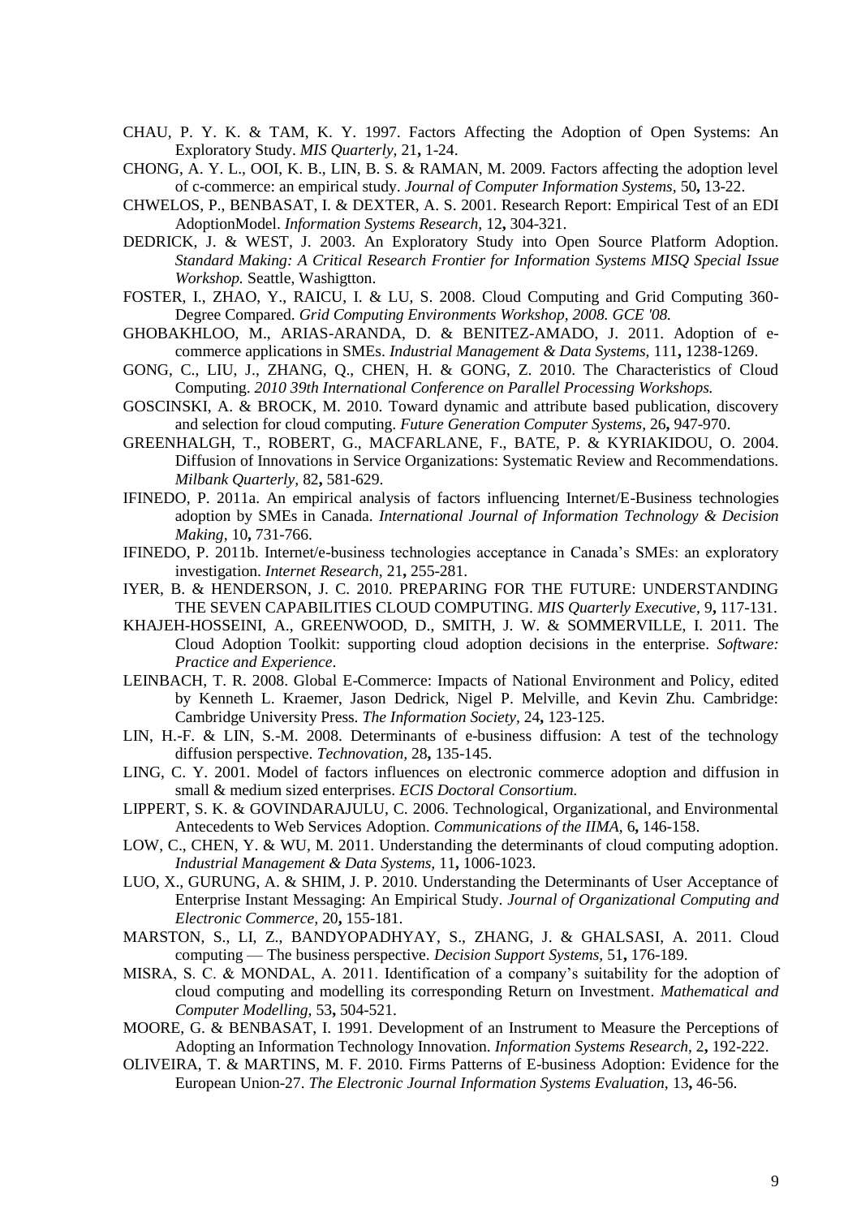CHAU, P. Y. K. & TAM, K. Y. 1997. Factors Affecting the Adoption of Open Systems: An Exploratory Study. *MIS Quarterly,* 21**,** 1-24.

CHONG, A. Y. L., OOI, K. B., LIN, B. S. & RAMAN, M. 2009. Factors affecting the adoption level of c-commerce: an empirical study. *Journal of Computer Information Systems,* 50**,** 13-22.

CHWELOS, P., BENBASAT, I. & DEXTER, A. S. 2001. Research Report: Empirical Test of an EDI AdoptionModel. *Information Systems Research,* 12**,** 304-321.

DEDRICK, J. & WEST, J. 2003. An Exploratory Study into Open Source Platform Adoption. *Standard Making: A Critical Research Frontier for Information Systems MISQ Special Issue Workshop.* Seattle, Washigtton.

FOSTER, I., ZHAO, Y., RAICU, I. & LU, S. 2008. Cloud Computing and Grid Computing 360-Degree Compared. *Grid Computing Environments Workshop, 2008. GCE '08.*

GHOBAKHLOO, M., ARIAS-ARANDA, D. & BENITEZ-AMADO, J. 2011. Adoption of e-commerce applications in SMEs. *Industrial Management & Data Systems,* 111**,** 1238-1269.

GONG, C., LIU, J., ZHANG, Q., CHEN, H. & GONG, Z. 2010. The Characteristics of Cloud Computing. *2010 39th International Conference on Parallel Processing Workshops.*

GOSCINSKI, A. & BROCK, M. 2010. Toward dynamic and attribute based publication, discovery and selection for cloud computing. *Future Generation Computer Systems,* 26**,** 947-970.

GREENHALGH, T., ROBERT, G., MACFARLANE, F., BATE, P. & KYRIAKIDOU, O. 2004. Diffusion of Innovations in Service Organizations: Systematic Review and Recommendations. *Milbank Quarterly,* 82**,** 581-629.

IFINEDO, P. 2011a. An empirical analysis of factors influencing Internet/E-Business technologies adoption by SMEs in Canada. *International Journal of Information Technology & Decision Making,* 10**,** 731-766.

IFINEDO, P. 2011b. Internet/e-business technologies acceptance in Canada's SMEs: an exploratory investigation. *Internet Research,* 21**,** 255-281.

IYER, B. & HENDERSON, J. C. 2010. PREPARING FOR THE FUTURE: UNDERSTANDING THE SEVEN CAPABILITIES CLOUD COMPUTING. *MIS Quarterly Executive,* 9**,** 117-131.

KHAJEH-HOSSEINI, A., GREENWOOD, D., SMITH, J. W. & SOMMERVILLE, I. 2011. The Cloud Adoption Toolkit: supporting cloud adoption decisions in the enterprise. *Software: Practice and Experience*.

LEINBACH, T. R. 2008. Global E-Commerce: Impacts of National Environment and Policy, edited by Kenneth L. Kraemer, Jason Dedrick, Nigel P. Melville, and Kevin Zhu. Cambridge: Cambridge University Press. *The Information Society,* 24**,** 123-125.

LIN, H.-F. & LIN, S.-M. 2008. Determinants of e-business diffusion: A test of the technology diffusion perspective. *Technovation,* 28**,** 135-145.

LING, C. Y. 2001. Model of factors influences on electronic commerce adoption and diffusion in small & medium sized enterprises. *ECIS Doctoral Consortium.*

LIPPERT, S. K. & GOVINDARAJULU, C. 2006. Technological, Organizational, and Environmental Antecedents to Web Services Adoption. *Communications of the IIMA,* 6**,** 146-158.

LOW, C., CHEN, Y. & WU, M. 2011. Understanding the determinants of cloud computing adoption. *Industrial Management & Data Systems,* 11**,** 1006-1023.

LUO, X., GURUNG, A. & SHIM, J. P. 2010. Understanding the Determinants of User Acceptance of Enterprise Instant Messaging: An Empirical Study. *Journal of Organizational Computing and Electronic Commerce,* 20**,** 155-181.

MARSTON, S., LI, Z., BANDYOPADHYAY, S., ZHANG, J. & GHALSASI, A. 2011. Cloud computing — The business perspective. *Decision Support Systems,* 51**,** 176-189.

MISRA, S. C. & MONDAL, A. 2011. Identification of a company's suitability for the adoption of cloud computing and modelling its corresponding Return on Investment. *Mathematical and Computer Modelling,* 53**,** 504-521.

MOORE, G. & BENBASAT, I. 1991. Development of an Instrument to Measure the Perceptions of Adopting an Information Technology Innovation. *Information Systems Research,* 2**,** 192-222.

OLIVEIRA, T. & MARTINS, M. F. 2010. Firms Patterns of E-business Adoption: Evidence for the European Union-27. *The Electronic Journal Information Systems Evaluation,* 13**,** 46-56.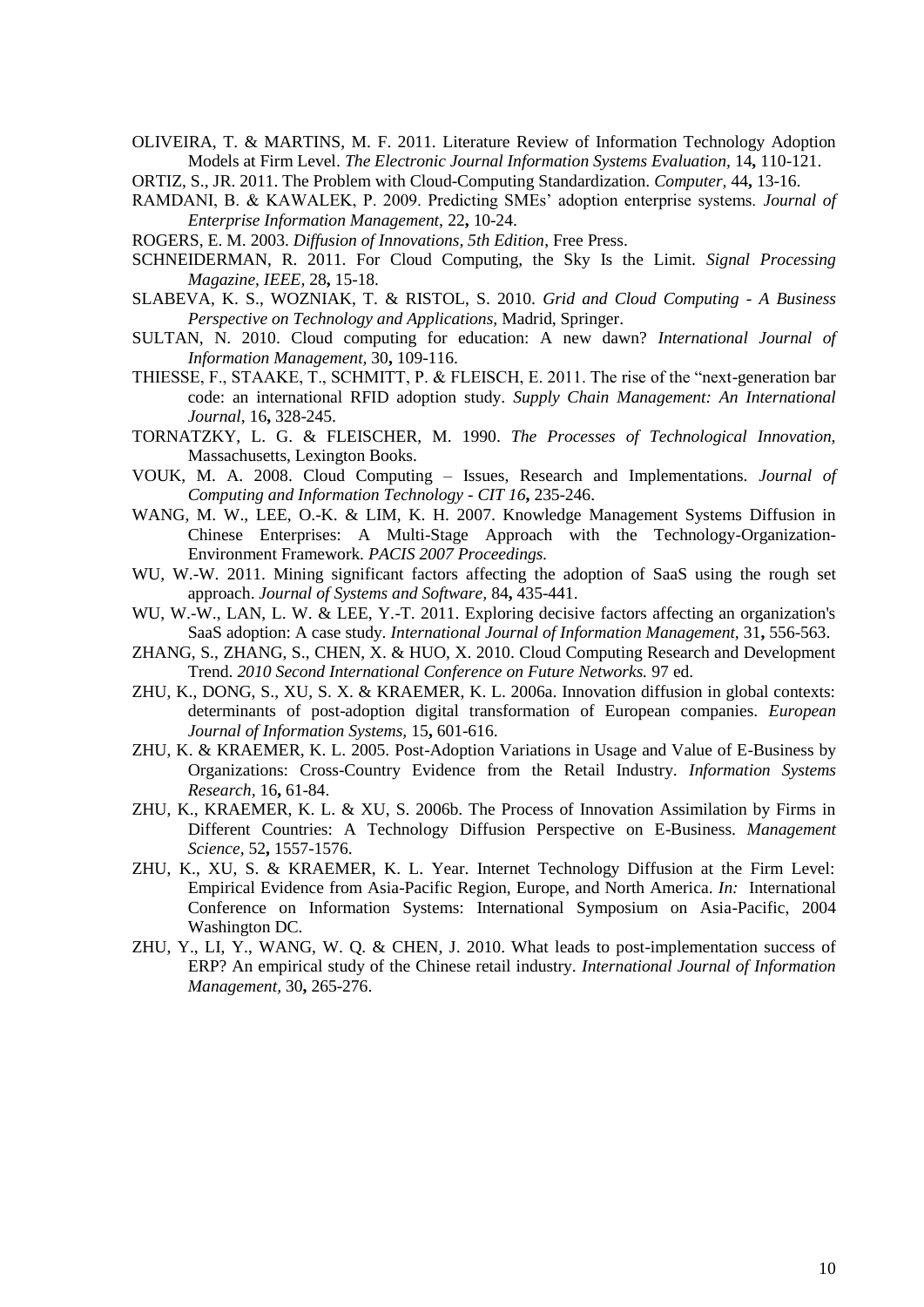OLIVEIRA, T. & MARTINS, M. F. 2011. Literature Review of Information Technology Adoption Models at Firm Level. *The Electronic Journal Information Systems Evaluation,* 14**,** 110-121.

ORTIZ, S., JR. 2011. The Problem with Cloud-Computing Standardization. *Computer,* 44**,** 13-16.

RAMDANI, B. & KAWALEK, P. 2009. Predicting SMEs' adoption enterprise systems. *Journal of Enterprise Information Management,* 22**,** 10-24.

ROGERS, E. M. 2003. *Diffusion of Innovations, 5th Edition*, Free Press.

SCHNEIDERMAN, R. 2011. For Cloud Computing, the Sky Is the Limit. *Signal Processing Magazine, IEEE,* 28**,** 15-18.

SLABEVA, K. S., WOZNIAK, T. & RISTOL, S. 2010. *Grid and Cloud Computing - A Business Perspective on Technology and Applications,* Madrid, Springer.

SULTAN, N. 2010. Cloud computing for education: A new dawn? *International Journal of Information Management,* 30**,** 109-116.

THIESSE, F., STAAKE, T., SCHMITT, P. & FLEISCH, E. 2011. The rise of the "next-generation bar code: an international RFID adoption study. *Supply Chain Management: An International Journal,* 16**,** 328-245.

TORNATZKY, L. G. & FLEISCHER, M. 1990. *The Processes of Technological Innovation,* Massachusetts, Lexington Books.

VOUK, M. A. 2008. Cloud Computing – Issues, Research and Implementations. *Journal of Computing and Information Technology - CIT 16***,** 235-246.

WANG, M. W., LEE, O.-K. & LIM, K. H. 2007. Knowledge Management Systems Diffusion in Chinese Enterprises: A Multi-Stage Approach with the Technology-Organization-Environment Framework. *PACIS 2007 Proceedings.*

WU, W.-W. 2011. Mining significant factors affecting the adoption of SaaS using the rough set approach. *Journal of Systems and Software,* 84**,** 435-441.

WU, W.-W., LAN, L. W. & LEE, Y.-T. 2011. Exploring decisive factors affecting an organization's SaaS adoption: A case study. *International Journal of Information Management,* 31**,** 556-563.

ZHANG, S., ZHANG, S., CHEN, X. & HUO, X. 2010. Cloud Computing Research and Development Trend. *2010 Second International Conference on Future Networks.* 97 ed.

ZHU, K., DONG, S., XU, S. X. & KRAEMER, K. L. 2006a. Innovation diffusion in global contexts: determinants of post-adoption digital transformation of European companies. *European Journal of Information Systems,* 15**,** 601-616.

ZHU, K. & KRAEMER, K. L. 2005. Post-Adoption Variations in Usage and Value of E-Business by Organizations: Cross-Country Evidence from the Retail Industry. *Information Systems Research,* 16**,** 61-84.

ZHU, K., KRAEMER, K. L. & XU, S. 2006b. The Process of Innovation Assimilation by Firms in Different Countries: A Technology Diffusion Perspective on E-Business. *Management Science,* 52**,** 1557-1576.

ZHU, K., XU, S. & KRAEMER, K. L. Year. Internet Technology Diffusion at the Firm Level: Empirical Evidence from Asia-Pacific Region, Europe, and North America. *In:* International Conference on Information Systems: International Symposium on Asia-Pacific, 2004 Washington DC.

ZHU, Y., LI, Y., WANG, W. Q. & CHEN, J. 2010. What leads to post-implementation success of ERP? An empirical study of the Chinese retail industry. *International Journal of Information Management,* 30**,** 265-276.